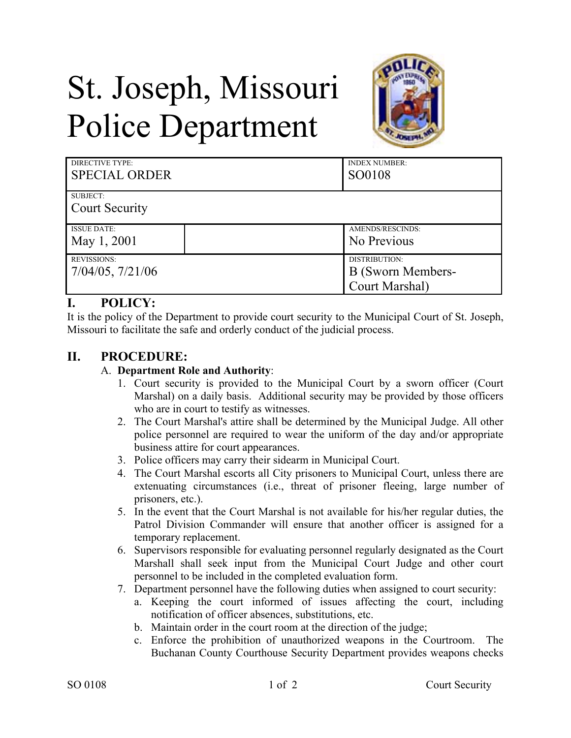# St. Joseph, Missouri Police Department

| DIRECTIVE TYPE: SPECIAL ORDER | | INDEX NUMBER: SO0108 |
|---|---|---|
| SUBJECT: Court Security | | |
| ISSUE DATE: May 1, 2001 | | AMENDS/RESCINDS: No Previous |
| REVISSIONS: 7/04/05, 7/21/06 | | DISTRIBUTION: B (Sworn Members-Court Marshal) |

## I. POLICY:

It is the policy of the Department to provide court security to the Municipal Court of St. Joseph, Missouri to facilitate the safe and orderly conduct of the judicial process.

## II. PROCEDURE:

A. **Department Role and Authority**:

1. Court security is provided to the Municipal Court by a sworn officer (Court Marshal) on a daily basis. Additional security may be provided by those officers who are in court to testify as witnesses.
2. The Court Marshal's attire shall be determined by the Municipal Judge. All other police personnel are required to wear the uniform of the day and/or appropriate business attire for court appearances.
3. Police officers may carry their sidearm in Municipal Court.
4. The Court Marshal escorts all City prisoners to Municipal Court, unless there are extenuating circumstances (i.e., threat of prisoner fleeing, large number of prisoners, etc.).
5. In the event that the Court Marshal is not available for his/her regular duties, the Patrol Division Commander will ensure that another officer is assigned for a temporary replacement.
6. Supervisors responsible for evaluating personnel regularly designated as the Court Marshall shall seek input from the Municipal Court Judge and other court personnel to be included in the completed evaluation form.
7. Department personnel have the following duties when assigned to court security:
   a. Keeping the court informed of issues affecting the court, including notification of officer absences, substitutions, etc.
   b. Maintain order in the court room at the direction of the judge;
   c. Enforce the prohibition of unauthorized weapons in the Courtroom. The Buchanan County Courthouse Security Department provides weapons checks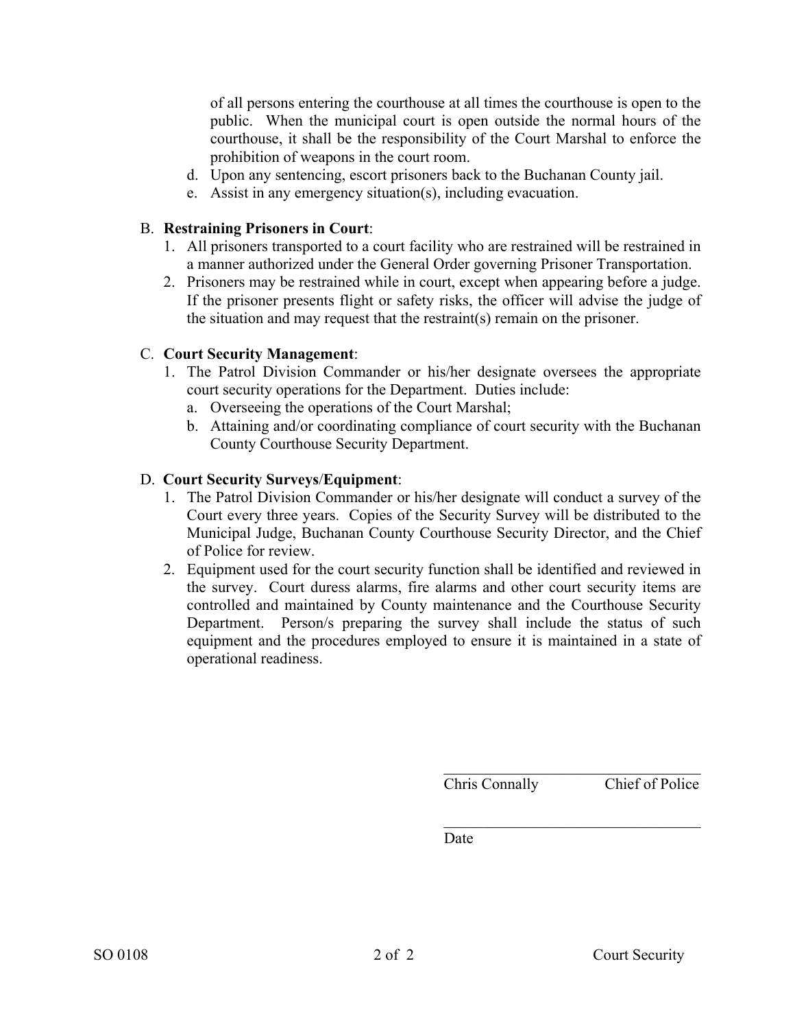of all persons entering the courthouse at all times the courthouse is open to the public. When the municipal court is open outside the normal hours of the courthouse, it shall be the responsibility of the Court Marshal to enforce the prohibition of weapons in the court room.

   d. Upon any sentencing, escort prisoners back to the Buchanan County jail.
   e. Assist in any emergency situation(s), including evacuation.

B. **Restraining Prisoners in Court**:

1. All prisoners transported to a court facility who are restrained will be restrained in a manner authorized under the General Order governing Prisoner Transportation.
2. Prisoners may be restrained while in court, except when appearing before a judge. If the prisoner presents flight or safety risks, the officer will advise the judge of the situation and may request that the restraint(s) remain on the prisoner.

C. **Court Security Management**:

1. The Patrol Division Commander or his/her designate oversees the appropriate court security operations for the Department. Duties include:
   a. Overseeing the operations of the Court Marshal;
   b. Attaining and/or coordinating compliance of court security with the Buchanan County Courthouse Security Department.

D. **Court Security Surveys**/**Equipment**:

1. The Patrol Division Commander or his/her designate will conduct a survey of the Court every three years. Copies of the Security Survey will be distributed to the Municipal Judge, Buchanan County Courthouse Security Director, and the Chief of Police for review.
2. Equipment used for the court security function shall be identified and reviewed in the survey. Court duress alarms, fire alarms and other court security items are controlled and maintained by County maintenance and the Courthouse Security Department. Person/s preparing the survey shall include the status of such equipment and the procedures employed to ensure it is maintained in a state of operational readiness.

\_\_\_\_\_\_\_\_\_\_\_\_\_\_\_\_\_\_\_\_\_\_\_\_\_\_\_\_\_\_\_\_\_\_\_\_

Chris Connally Chief of Police

\_\_\_\_\_\_\_\_\_\_\_\_\_\_\_\_\_\_\_\_\_\_\_\_\_\_\_\_\_\_\_\_\_\_\_\_

Date